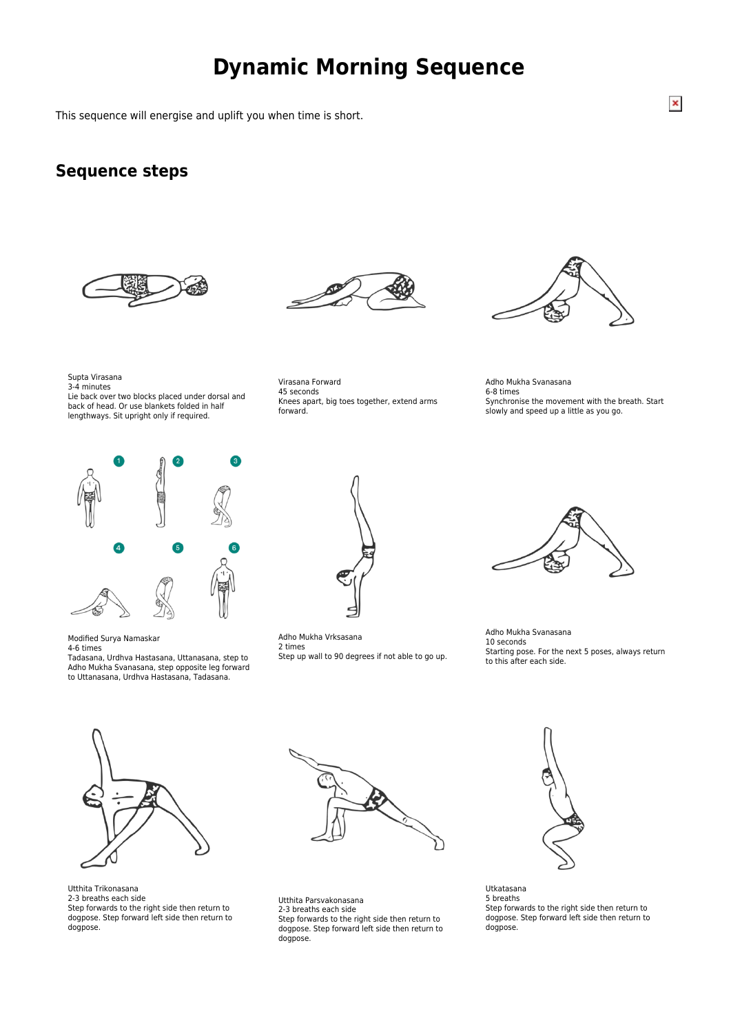# Dynamic Morning Sequence

This sequence will energise and uplift you when time is short.

## Sequence steps

Supta Virasana
3-4 minutes
Lie back over two blocks placed under dorsal and back of head. Or use blankets folded in half lengthways. Sit upright only if required.

Virasana Forward
45 seconds
Knees apart, big toes together, extend arms forward.

Adho Mukha Svanasana
6-8 times
Synchronise the movement with the breath. Start slowly and speed up a little as you go.

Modified Surya Namaskar
4-6 times
Tadasana, Urdhva Hastasana, Uttanasana, step to Adho Mukha Svanasana, step opposite leg forward to Uttanasana, Urdhva Hastasana, Tadasana.

Adho Mukha Vrksasana
2 times
Step up wall to 90 degrees if not able to go up.

Adho Mukha Svanasana
10 seconds
Starting pose. For the next 5 poses, always return to this after each side.

Utthita Trikonasana
2-3 breaths each side
Step forwards to the right side then return to dogpose. Step forward left side then return to dogpose.

Utthita Parsvakonasana
2-3 breaths each side
Step forwards to the right side then return to dogpose. Step forward left side then return to dogpose.

Utkatasana
5 breaths
Step forwards to the right side then return to dogpose. Step forward left side then return to dogpose.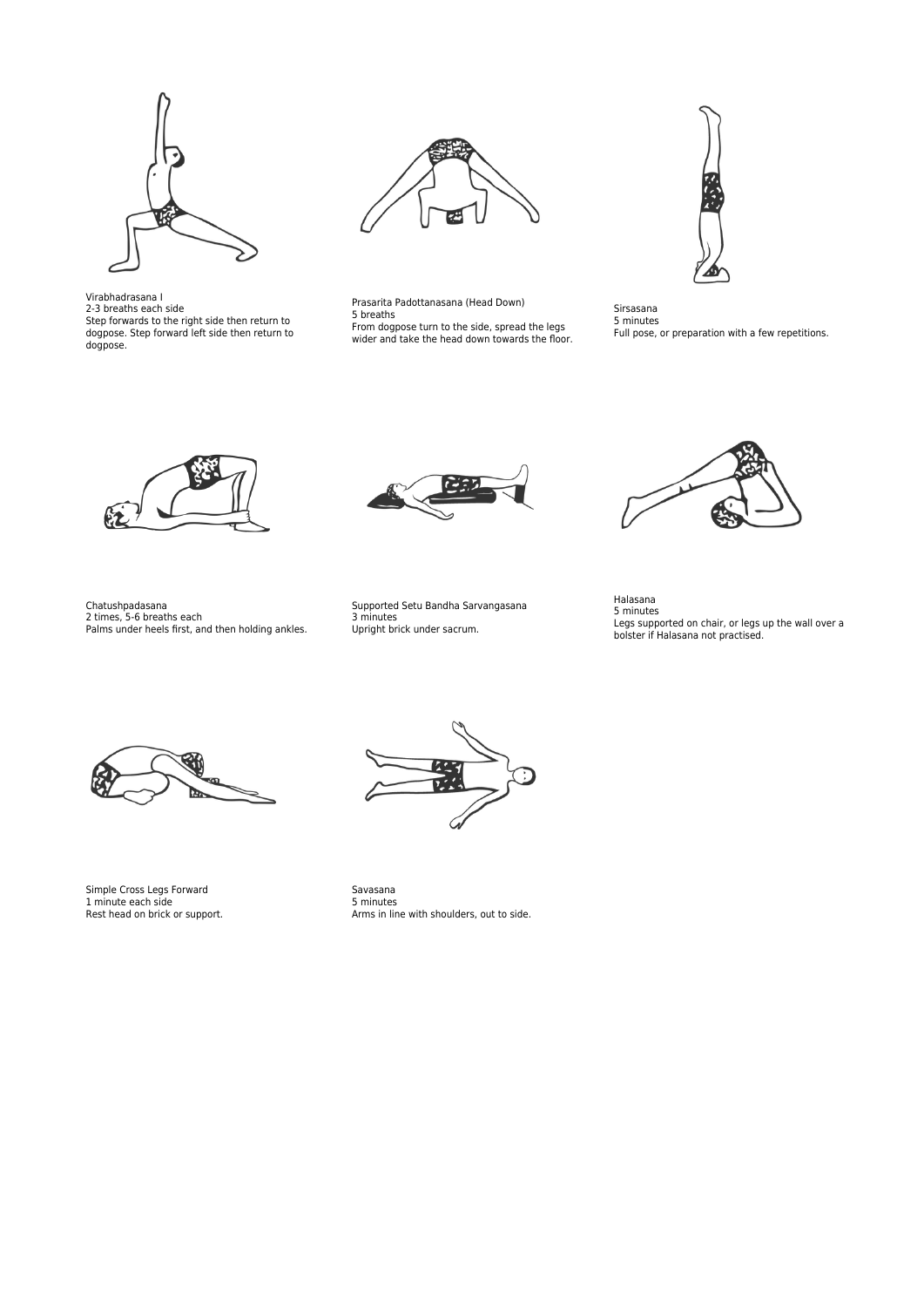Virabhadrasana I
2-3 breaths each side
Step forwards to the right side then return to dogpose. Step forward left side then return to dogpose.

Prasarita Padottanasana (Head Down)
5 breaths
From dogpose turn to the side, spread the legs wider and take the head down towards the floor.

Sirsasana
5 minutes
Full pose, or preparation with a few repetitions.

Chatushpadasana
2 times, 5-6 breaths each
Palms under heels first, and then holding ankles.

Supported Setu Bandha Sarvangasana
3 minutes
Upright brick under sacrum.

Halasana
5 minutes
Legs supported on chair, or legs up the wall over a bolster if Halasana not practised.

Simple Cross Legs Forward
1 minute each side
Rest head on brick or support.

Savasana
5 minutes
Arms in line with shoulders, out to side.